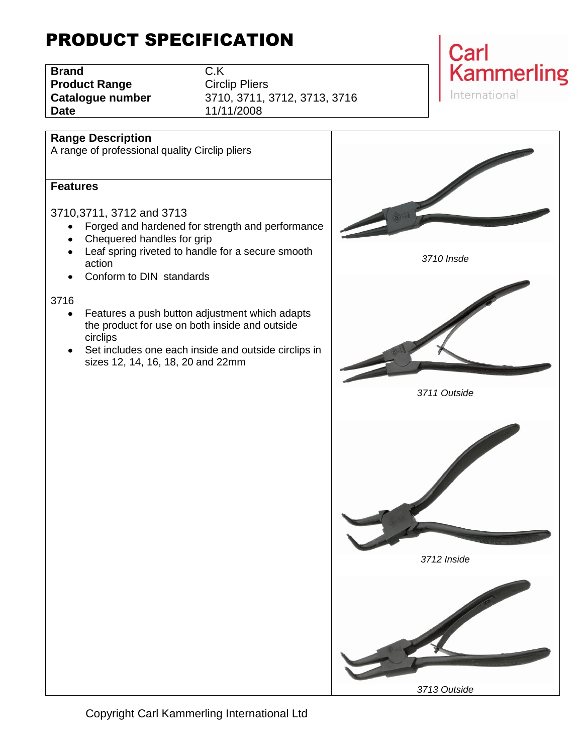# PRODUCT SPECIFICATION

| | |
|---|---|
| **Brand** | C.K |
| **Product Range** | Circlip Pliers |
| **Catalogue number** | 3710, 3711, 3712, 3713, 3716 |
| **Date** | 11/11/2008 |

## Range Description

A range of professional quality Circlip pliers

## Features

3710,3711, 3712 and 3713

- Forged and hardened for strength and performance
- Chequered handles for grip
- Leaf spring riveted to handle for a secure smooth action
- Conform to DIN standards

3716

- Features a push button adjustment which adapts the product for use on both inside and outside circlips
- Set includes one each inside and outside circlips in sizes 12, 14, 16, 18, 20 and 22mm

*3710 Insde*

*3711 Outside*

*3712 Inside*

*3713 Outside*

Copyright Carl Kammerling International Ltd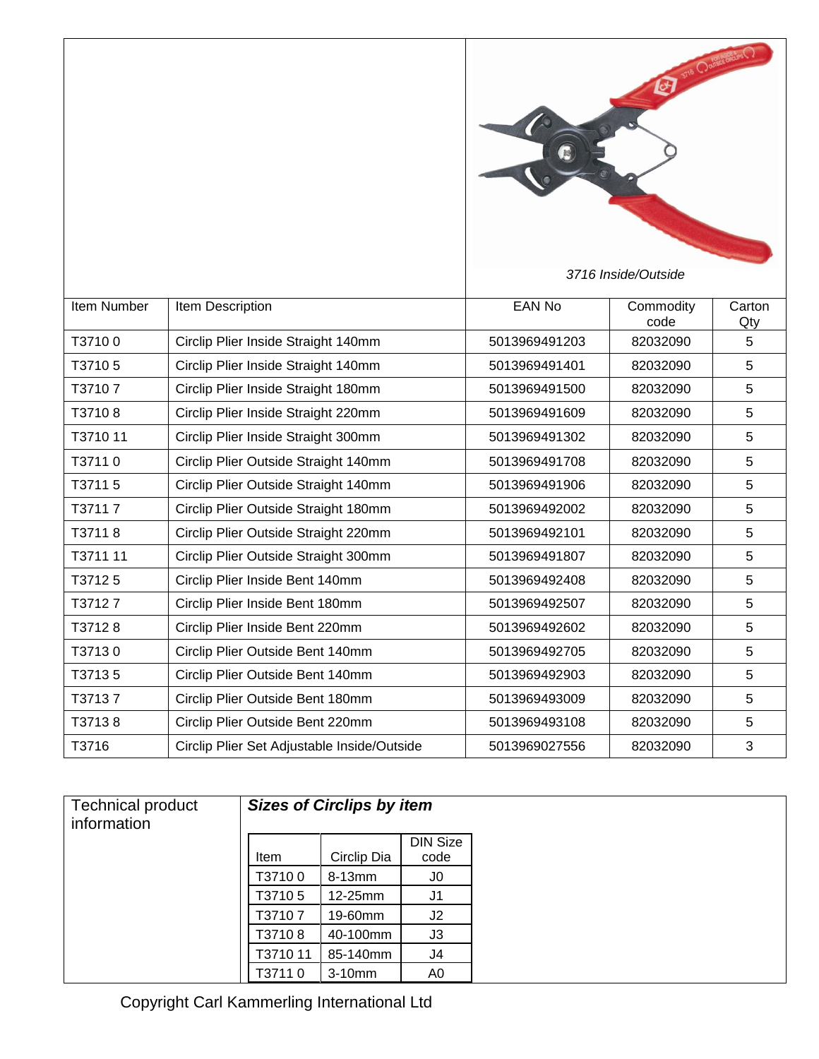3716 Inside/Outside

| Item Number | Item Description | EAN No | Commodity code | Carton Qty |
|---|---|---|---|---|
| T3710 0 | Circlip Plier Inside Straight 140mm | 5013969491203 | 82032090 | 5 |
| T3710 5 | Circlip Plier Inside Straight 140mm | 5013969491401 | 82032090 | 5 |
| T3710 7 | Circlip Plier Inside Straight 180mm | 5013969491500 | 82032090 | 5 |
| T3710 8 | Circlip Plier Inside Straight 220mm | 5013969491609 | 82032090 | 5 |
| T3710 11 | Circlip Plier Inside Straight 300mm | 5013969491302 | 82032090 | 5 |
| T3711 0 | Circlip Plier Outside Straight 140mm | 5013969491708 | 82032090 | 5 |
| T3711 5 | Circlip Plier Outside Straight 140mm | 5013969491906 | 82032090 | 5 |
| T3711 7 | Circlip Plier Outside Straight 180mm | 5013969492002 | 82032090 | 5 |
| T3711 8 | Circlip Plier Outside Straight 220mm | 5013969492101 | 82032090 | 5 |
| T3711 11 | Circlip Plier Outside Straight 300mm | 5013969491807 | 82032090 | 5 |
| T3712 5 | Circlip Plier Inside Bent 140mm | 5013969492408 | 82032090 | 5 |
| T3712 7 | Circlip Plier Inside Bent 180mm | 5013969492507 | 82032090 | 5 |
| T3712 8 | Circlip Plier Inside Bent 220mm | 5013969492602 | 82032090 | 5 |
| T3713 0 | Circlip Plier Outside Bent 140mm | 5013969492705 | 82032090 | 5 |
| T3713 5 | Circlip Plier Outside Bent 140mm | 5013969492903 | 82032090 | 5 |
| T3713 7 | Circlip Plier Outside Bent 180mm | 5013969493009 | 82032090 | 5 |
| T3713 8 | Circlip Plier Outside Bent 220mm | 5013969493108 | 82032090 | 5 |
| T3716 | Circlip Plier Set Adjustable Inside/Outside | 5013969027556 | 82032090 | 3 |

Technical product information

***Sizes of Circlips by item***

| Item | Circlip Dia | DIN Size code |
|---|---|---|
| T3710 0 | 8-13mm | J0 |
| T3710 5 | 12-25mm | J1 |
| T3710 7 | 19-60mm | J2 |
| T3710 8 | 40-100mm | J3 |
| T3710 11 | 85-140mm | J4 |
| T3711 0 | 3-10mm | A0 |

Copyright Carl Kammerling International Ltd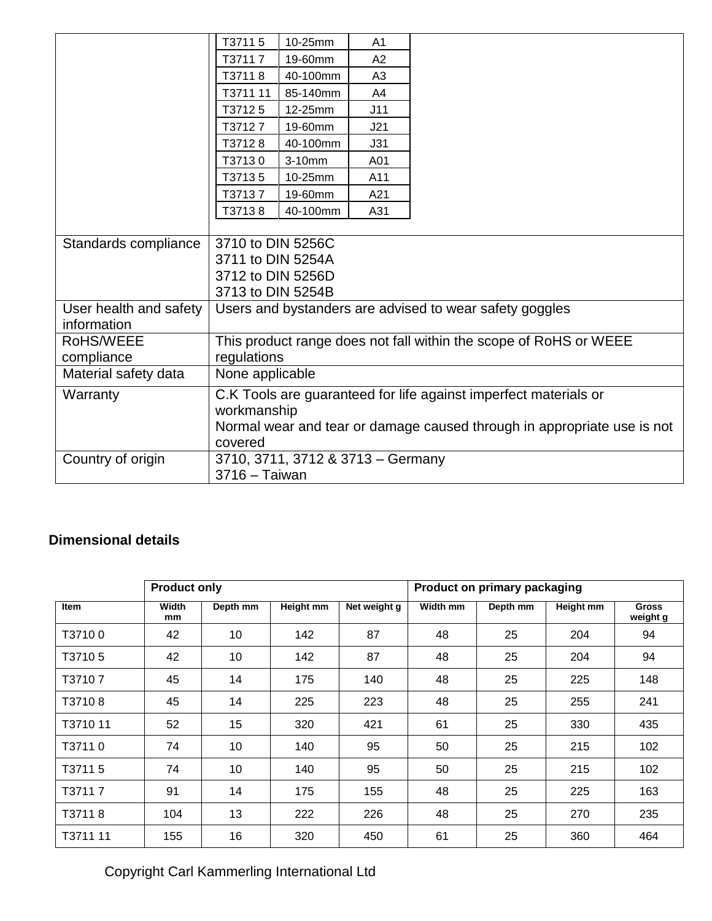| | | | |
|---|---|---|---|
| | T3711 5 | 10-25mm | A1 |
| | T3711 7 | 19-60mm | A2 |
| | T3711 8 | 40-100mm | A3 |
| | T3711 11 | 85-140mm | A4 |
| | T3712 5 | 12-25mm | J11 |
| | T3712 7 | 19-60mm | J21 |
| | T3712 8 | 40-100mm | J31 |
| | T3713 0 | 3-10mm | A01 |
| | T3713 5 | 10-25mm | A11 |
| | T3713 7 | 19-60mm | A21 |
| | T3713 8 | 40-100mm | A31 |

| | |
|---|---|
| Standards compliance | 3710 to DIN 5256C<br>3711 to DIN 5254A<br>3712 to DIN 5256D<br>3713 to DIN 5254B |
| User health and safety information | Users and bystanders are advised to wear safety goggles |
| RoHS/WEEE compliance | This product range does not fall within the scope of RoHS or WEEE regulations |
| Material safety data | None applicable |
| Warranty | C.K Tools are guaranteed for life against imperfect materials or workmanship<br>Normal wear and tear or damage caused through in appropriate use is not covered |
| Country of origin | 3710, 3711, 3712 & 3713 – Germany<br>3716 – Taiwan |

**Dimensional details**

| | Product only | | | | Product on primary packaging | | | |
|---|---|---|---|---|---|---|---|---|
| Item | Width mm | Depth mm | Height mm | Net weight g | Width mm | Depth mm | Height mm | Gross weight g |
| T3710 0 | 42 | 10 | 142 | 87 | 48 | 25 | 204 | 94 |
| T3710 5 | 42 | 10 | 142 | 87 | 48 | 25 | 204 | 94 |
| T3710 7 | 45 | 14 | 175 | 140 | 48 | 25 | 225 | 148 |
| T3710 8 | 45 | 14 | 225 | 223 | 48 | 25 | 255 | 241 |
| T3710 11 | 52 | 15 | 320 | 421 | 61 | 25 | 330 | 435 |
| T3711 0 | 74 | 10 | 140 | 95 | 50 | 25 | 215 | 102 |
| T3711 5 | 74 | 10 | 140 | 95 | 50 | 25 | 215 | 102 |
| T3711 7 | 91 | 14 | 175 | 155 | 48 | 25 | 225 | 163 |
| T3711 8 | 104 | 13 | 222 | 226 | 48 | 25 | 270 | 235 |
| T3711 11 | 155 | 16 | 320 | 450 | 61 | 25 | 360 | 464 |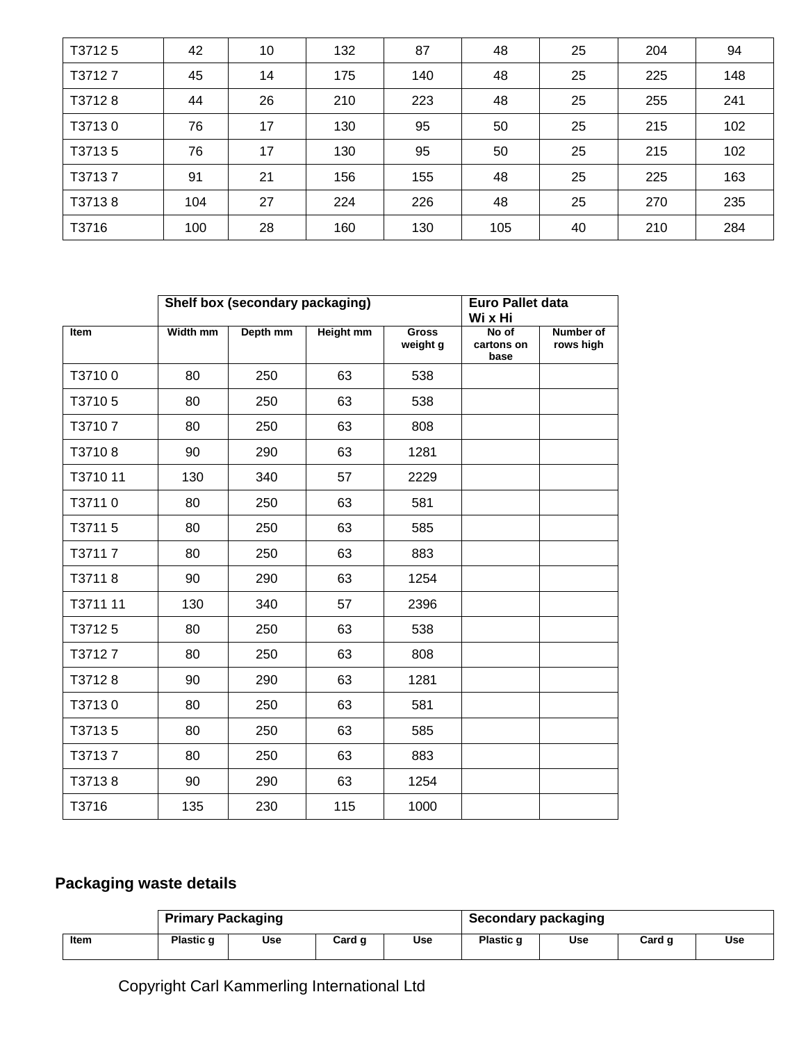| T3712 5 | 42 | 10 | 132 | 87 | 48 | 25 | 204 | 94 |
|---|---|---|---|---|---|---|---|---|
| T3712 7 | 45 | 14 | 175 | 140 | 48 | 25 | 225 | 148 |
| T3712 8 | 44 | 26 | 210 | 223 | 48 | 25 | 255 | 241 |
| T3713 0 | 76 | 17 | 130 | 95 | 50 | 25 | 215 | 102 |
| T3713 5 | 76 | 17 | 130 | 95 | 50 | 25 | 215 | 102 |
| T3713 7 | 91 | 21 | 156 | 155 | 48 | 25 | 225 | 163 |
| T3713 8 | 104 | 27 | 224 | 226 | 48 | 25 | 270 | 235 |
| T3716 | 100 | 28 | 160 | 130 | 105 | 40 | 210 | 284 |

| | **Shelf box (secondary packaging)** | | | | **Euro Pallet data Wi x Hi** | |
|---|---|---|---|---|---|---|
| **Item** | **Width mm** | **Depth mm** | **Height mm** | **Gross weight g** | **No of cartons on base** | **Number of rows high** |
| T3710 0 | 80 | 250 | 63 | 538 | | |
| T3710 5 | 80 | 250 | 63 | 538 | | |
| T3710 7 | 80 | 250 | 63 | 808 | | |
| T3710 8 | 90 | 290 | 63 | 1281 | | |
| T3710 11 | 130 | 340 | 57 | 2229 | | |
| T3711 0 | 80 | 250 | 63 | 581 | | |
| T3711 5 | 80 | 250 | 63 | 585 | | |
| T3711 7 | 80 | 250 | 63 | 883 | | |
| T3711 8 | 90 | 290 | 63 | 1254 | | |
| T3711 11 | 130 | 340 | 57 | 2396 | | |
| T3712 5 | 80 | 250 | 63 | 538 | | |
| T3712 7 | 80 | 250 | 63 | 808 | | |
| T3712 8 | 90 | 290 | 63 | 1281 | | |
| T3713 0 | 80 | 250 | 63 | 581 | | |
| T3713 5 | 80 | 250 | 63 | 585 | | |
| T3713 7 | 80 | 250 | 63 | 883 | | |
| T3713 8 | 90 | 290 | 63 | 1254 | | |
| T3716 | 135 | 230 | 115 | 1000 | | |

## Packaging waste details

| | **Primary Packaging** | | | | **Secondary packaging** | | | |
|---|---|---|---|---|---|---|---|---|
| **Item** | **Plastic g** | **Use** | **Card g** | **Use** | **Plastic g** | **Use** | **Card g** | **Use** |

Copyright Carl Kammerling International Ltd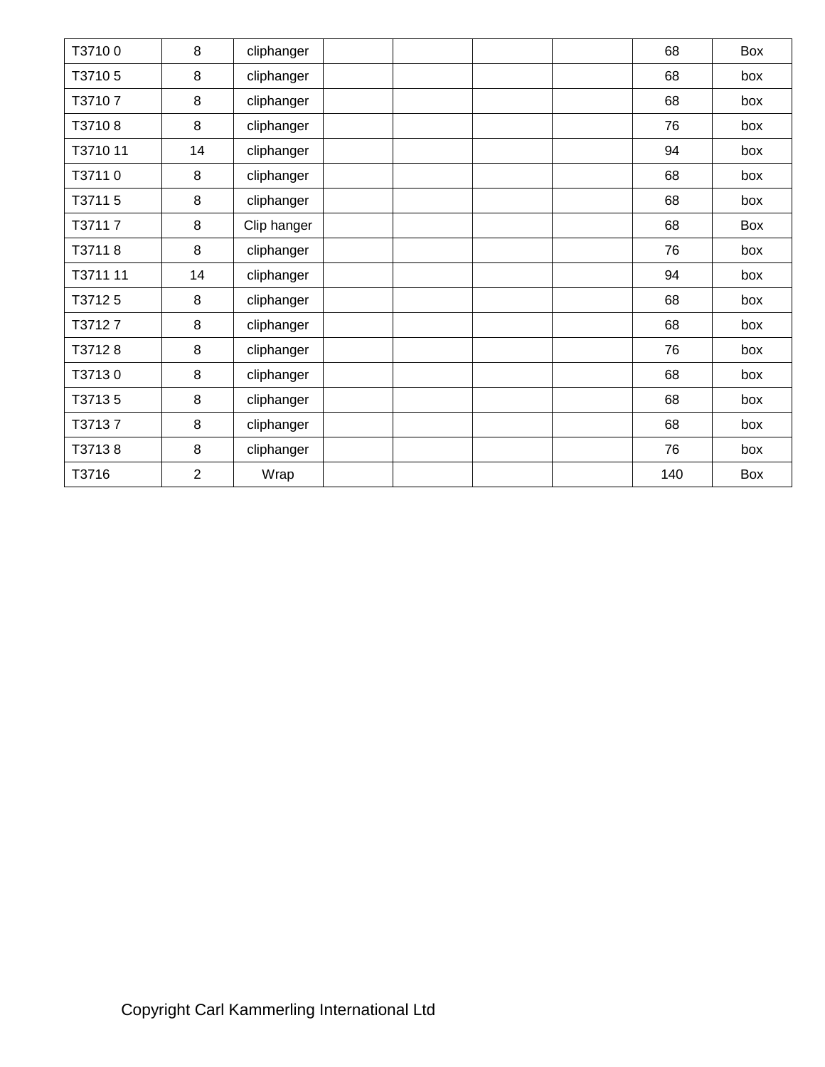| | | | | | | | | |
|---|---|---|---|---|---|---|---|---|
| T3710 0 | 8 | cliphanger | | | | | 68 | Box |
| T3710 5 | 8 | cliphanger | | | | | 68 | box |
| T3710 7 | 8 | cliphanger | | | | | 68 | box |
| T3710 8 | 8 | cliphanger | | | | | 76 | box |
| T3710 11 | 14 | cliphanger | | | | | 94 | box |
| T3711 0 | 8 | cliphanger | | | | | 68 | box |
| T3711 5 | 8 | cliphanger | | | | | 68 | box |
| T3711 7 | 8 | Clip hanger | | | | | 68 | Box |
| T3711 8 | 8 | cliphanger | | | | | 76 | box |
| T3711 11 | 14 | cliphanger | | | | | 94 | box |
| T3712 5 | 8 | cliphanger | | | | | 68 | box |
| T3712 7 | 8 | cliphanger | | | | | 68 | box |
| T3712 8 | 8 | cliphanger | | | | | 76 | box |
| T3713 0 | 8 | cliphanger | | | | | 68 | box |
| T3713 5 | 8 | cliphanger | | | | | 68 | box |
| T3713 7 | 8 | cliphanger | | | | | 68 | box |
| T3713 8 | 8 | cliphanger | | | | | 76 | box |
| T3716 | 2 | Wrap | | | | | 140 | Box |

Copyright Carl Kammerling International Ltd